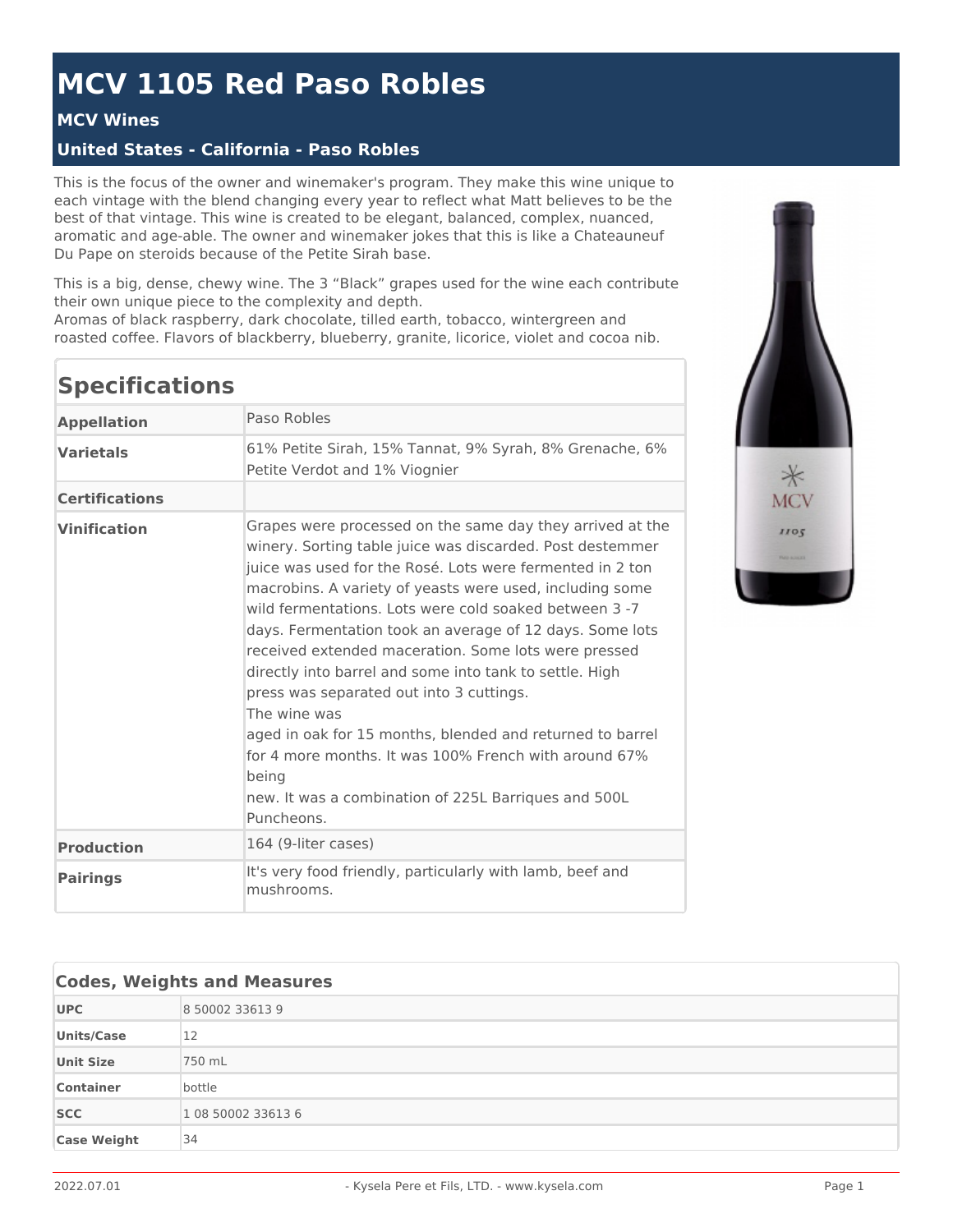# MCV 1105 Red Paso Robles

### MCV Wines

### United States - California - Paso Robles

This is the focus of the owner and winemaker's program. They make this wine unique to each vintage with the blend changing every year to reflect what Matt believes to be the best of that vintage. This wine is created to be elegant, balanced, complex, nuanced, aromatic and age-able. The owner and winemaker jokes that this is like a Chateauneuf Du Pape on steroids because of the Petite Sirah base.

This is a big, dense, chewy wine. The 3 "Black" grapes used for the wine each contribute their own unique piece to the complexity and depth.
Aromas of black raspberry, dark chocolate, tilled earth, tobacco, wintergreen and roasted coffee. Flavors of blackberry, blueberry, granite, licorice, violet and cocoa nib.

## Specifications

| | |
|---|---|
| **Appellation** | Paso Robles |
| **Varietals** | 61% Petite Sirah, 15% Tannat, 9% Syrah, 8% Grenache, 6% Petite Verdot and 1% Viognier |
| **Certifications** | |
| **Vinification** | Grapes were processed on the same day they arrived at the winery. Sorting table juice was discarded. Post destemmer juice was used for the Rosé. Lots were fermented in 2 ton macrobins. A variety of yeasts were used, including some wild fermentations. Lots were cold soaked between 3 -7 days. Fermentation took an average of 12 days. Some lots received extended maceration. Some lots were pressed directly into barrel and some into tank to settle. High press was separated out into 3 cuttings. The wine was aged in oak for 15 months, blended and returned to barrel for 4 more months. It was 100% French with around 67% being new. It was a combination of 225L Barriques and 500L Puncheons. |
| **Production** | 164 (9-liter cases) |
| **Pairings** | It's very food friendly, particularly with lamb, beef and mushrooms. |

## Codes, Weights and Measures

| | |
|---|---|
| **UPC** | 8 50002 33613 9 |
| **Units/Case** | 12 |
| **Unit Size** | 750 mL |
| **Container** | bottle |
| **SCC** | 1 08 50002 33613 6 |
| **Case Weight** | 34 |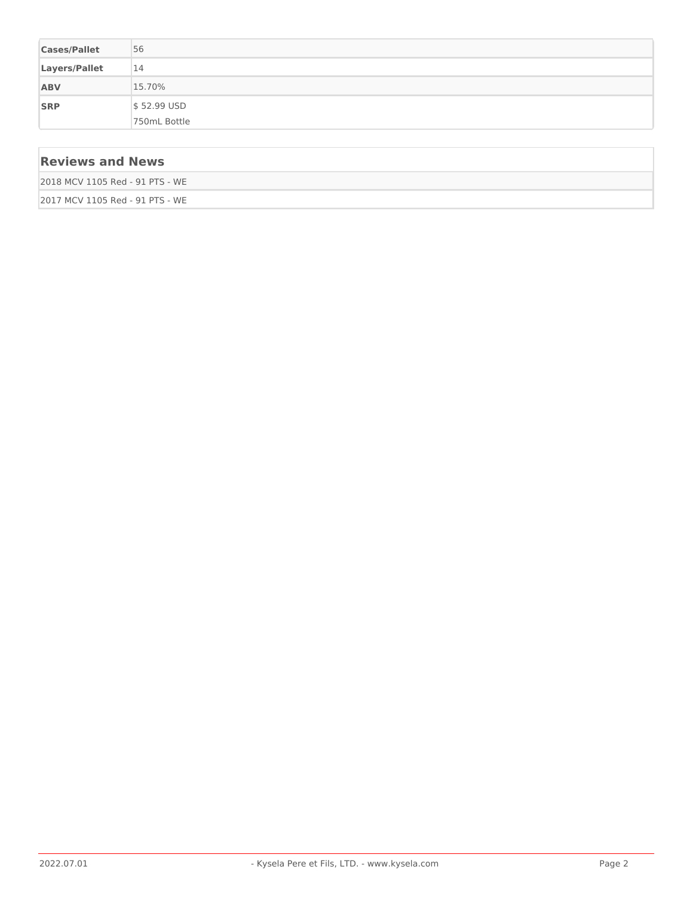| | |
|---|---|
| **Cases/Pallet** | 56 |
| **Layers/Pallet** | 14 |
| **ABV** | 15.70% |
| **SRP** | $ 52.99 USD<br>750mL Bottle |

| **Reviews and News** |
|---|
| 2018 MCV 1105 Red - 91 PTS - WE |
| 2017 MCV 1105 Red - 91 PTS - WE |